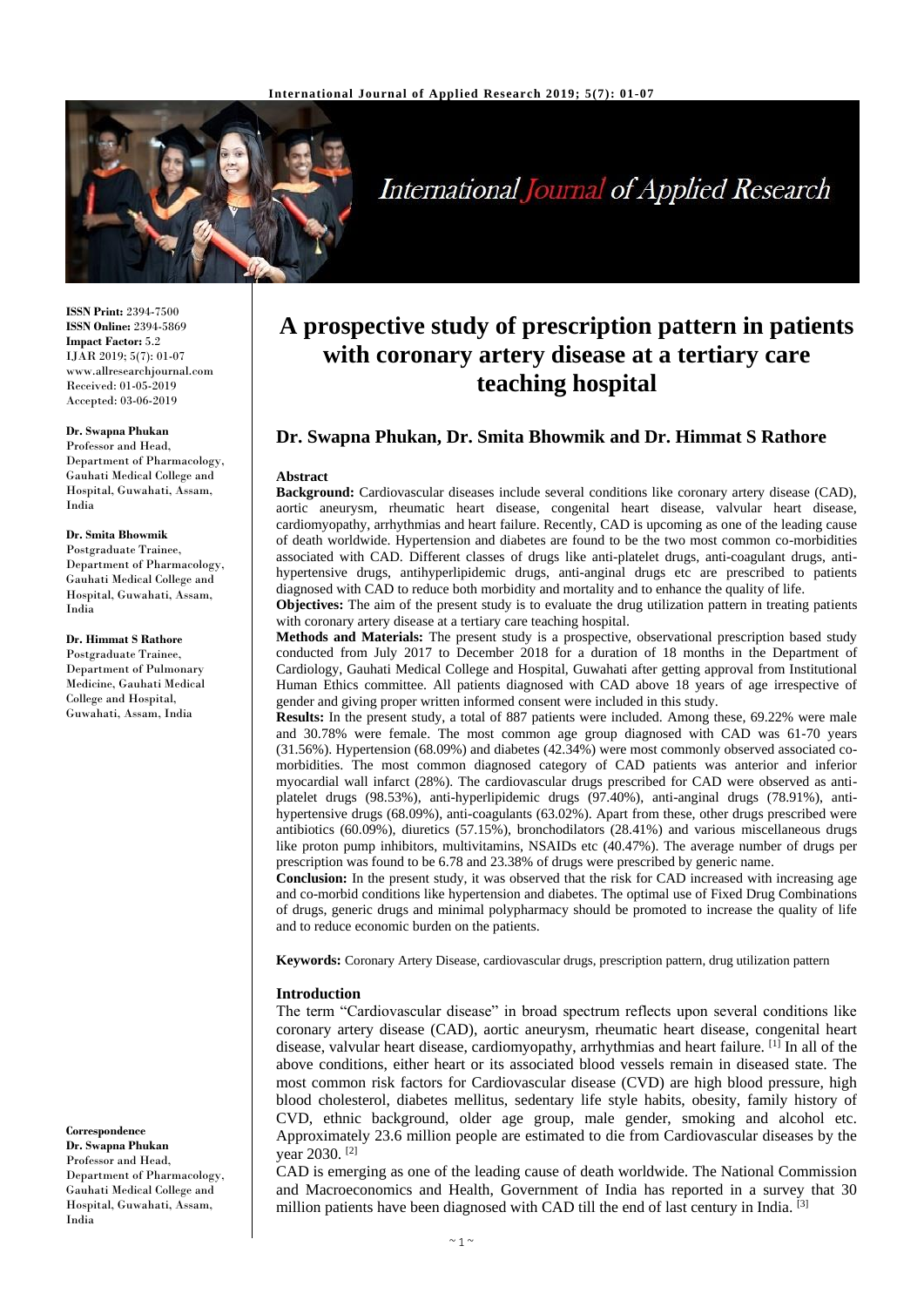ISSN Print: 2394-7500
ISSN Online: 2394-5869
Impact Factor: 5.2
IJAR 2019; 5(7): 01-07
www.allresearchjournal.com
Received: 01-05-2019
Accepted: 03-06-2019

**Dr. Swapna Phukan**
Professor and Head, Department of Pharmacology, Gauhati Medical College and Hospital, Guwahati, Assam, India

**Dr. Smita Bhowmik**
Postgraduate Trainee, Department of Pharmacology, Gauhati Medical College and Hospital, Guwahati, Assam, India

**Dr. Himmat S Rathore**
Postgraduate Trainee, Department of Pulmonary Medicine, Gauhati Medical College and Hospital, Guwahati, Assam, India

**Correspondence**
**Dr. Swapna Phukan**
Professor and Head, Department of Pharmacology, Gauhati Medical College and Hospital, Guwahati, Assam, India

# A prospective study of prescription pattern in patients with coronary artery disease at a tertiary care teaching hospital

## Dr. Swapna Phukan, Dr. Smita Bhowmik and Dr. Himmat S Rathore

### Abstract

**Background:** Cardiovascular diseases include several conditions like coronary artery disease (CAD), aortic aneurysm, rheumatic heart disease, congenital heart disease, valvular heart disease, cardiomyopathy, arrhythmias and heart failure. Recently, CAD is upcoming as one of the leading cause of death worldwide. Hypertension and diabetes are found to be the two most common co-morbidities associated with CAD. Different classes of drugs like anti-platelet drugs, anti-coagulant drugs, anti-hypertensive drugs, antihyperlipidemic drugs, anti-anginal drugs etc are prescribed to patients diagnosed with CAD to reduce both morbidity and mortality and to enhance the quality of life.

**Objectives:** The aim of the present study is to evaluate the drug utilization pattern in treating patients with coronary artery disease at a tertiary care teaching hospital.

**Methods and Materials:** The present study is a prospective, observational prescription based study conducted from July 2017 to December 2018 for a duration of 18 months in the Department of Cardiology, Gauhati Medical College and Hospital, Guwahati after getting approval from Institutional Human Ethics committee. All patients diagnosed with CAD above 18 years of age irrespective of gender and giving proper written informed consent were included in this study.

**Results:** In the present study, a total of 887 patients were included. Among these, 69.22% were male and 30.78% were female. The most common age group diagnosed with CAD was 61-70 years (31.56%). Hypertension (68.09%) and diabetes (42.34%) were most commonly observed associated co-morbidities. The most common diagnosed category of CAD patients was anterior and inferior myocardial wall infarct (28%). The cardiovascular drugs prescribed for CAD were observed as anti-platelet drugs (98.53%), anti-hyperlipidemic drugs (97.40%), anti-anginal drugs (78.91%), anti-hypertensive drugs (68.09%), anti-coagulants (63.02%). Apart from these, other drugs prescribed were antibiotics (60.09%), diuretics (57.15%), bronchodilators (28.41%) and various miscellaneous drugs like proton pump inhibitors, multivitamins, NSAIDs etc (40.47%). The average number of drugs per prescription was found to be 6.78 and 23.38% of drugs were prescribed by generic name.

**Conclusion:** In the present study, it was observed that the risk for CAD increased with increasing age and co-morbid conditions like hypertension and diabetes. The optimal use of Fixed Drug Combinations of drugs, generic drugs and minimal polypharmacy should be promoted to increase the quality of life and to reduce economic burden on the patients.

**Keywords:** Coronary Artery Disease, cardiovascular drugs, prescription pattern, drug utilization pattern

### Introduction

The term "Cardiovascular disease" in broad spectrum reflects upon several conditions like coronary artery disease (CAD), aortic aneurysm, rheumatic heart disease, congenital heart disease, valvular heart disease, cardiomyopathy, arrhythmias and heart failure. [1] In all of the above conditions, either heart or its associated blood vessels remain in diseased state. The most common risk factors for Cardiovascular disease (CVD) are high blood pressure, high blood cholesterol, diabetes mellitus, sedentary life style habits, obesity, family history of CVD, ethnic background, older age group, male gender, smoking and alcohol etc. Approximately 23.6 million people are estimated to die from Cardiovascular diseases by the year 2030. [2]

CAD is emerging as one of the leading cause of death worldwide. The National Commission and Macroeconomics and Health, Government of India has reported in a survey that 30 million patients have been diagnosed with CAD till the end of last century in India. [3]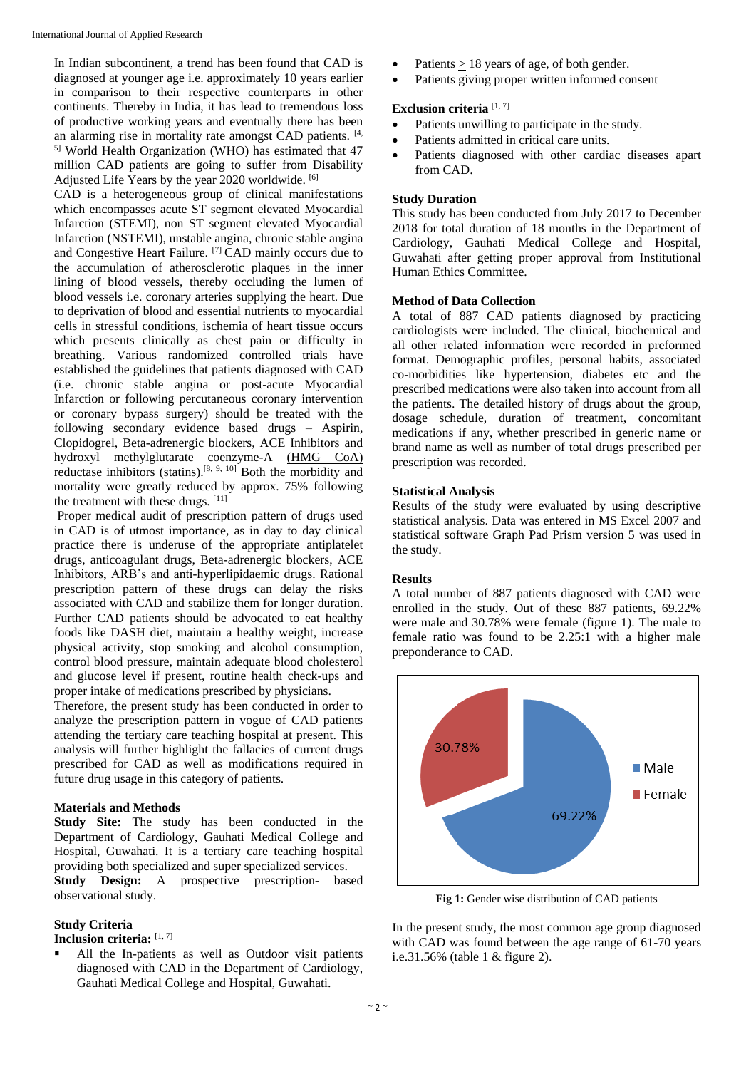In Indian subcontinent, a trend has been found that CAD is diagnosed at younger age i.e. approximately 10 years earlier in comparison to their respective counterparts in other continents. Thereby in India, it has lead to tremendous loss of productive working years and eventually there has been an alarming rise in mortality rate amongst CAD patients. [4, 5] World Health Organization (WHO) has estimated that 47 million CAD patients are going to suffer from Disability Adjusted Life Years by the year 2020 worldwide. [6]

CAD is a heterogeneous group of clinical manifestations which encompasses acute ST segment elevated Myocardial Infarction (STEMI), non ST segment elevated Myocardial Infarction (NSTEMI), unstable angina, chronic stable angina and Congestive Heart Failure. [7] CAD mainly occurs due to the accumulation of atherosclerotic plaques in the inner lining of blood vessels, thereby occluding the lumen of blood vessels i.e. coronary arteries supplying the heart. Due to deprivation of blood and essential nutrients to myocardial cells in stressful conditions, ischemia of heart tissue occurs which presents clinically as chest pain or difficulty in breathing. Various randomized controlled trials have established the guidelines that patients diagnosed with CAD (i.e. chronic stable angina or post-acute Myocardial Infarction or following percutaneous coronary intervention or coronary bypass surgery) should be treated with the following secondary evidence based drugs – Aspirin, Clopidogrel, Beta-adrenergic blockers, ACE Inhibitors and hydroxyl methylglutarate coenzyme-A (HMG CoA) reductase inhibitors (statins).[8, 9, 10] Both the morbidity and mortality were greatly reduced by approx. 75% following the treatment with these drugs. [11]

Proper medical audit of prescription pattern of drugs used in CAD is of utmost importance, as in day to day clinical practice there is underuse of the appropriate antiplatelet drugs, anticoagulant drugs, Beta-adrenergic blockers, ACE Inhibitors, ARB's and anti-hyperlipidaemic drugs. Rational prescription pattern of these drugs can delay the risks associated with CAD and stabilize them for longer duration. Further CAD patients should be advocated to eat healthy foods like DASH diet, maintain a healthy weight, increase physical activity, stop smoking and alcohol consumption, control blood pressure, maintain adequate blood cholesterol and glucose level if present, routine health check-ups and proper intake of medications prescribed by physicians.

Therefore, the present study has been conducted in order to analyze the prescription pattern in vogue of CAD patients attending the tertiary care teaching hospital at present. This analysis will further highlight the fallacies of current drugs prescribed for CAD as well as modifications required in future drug usage in this category of patients.

## Materials and Methods

**Study Site:** The study has been conducted in the Department of Cardiology, Gauhati Medical College and Hospital, Guwahati. It is a tertiary care teaching hospital providing both specialized and super specialized services.

**Study Design:** A prospective prescription- based observational study.

### Study Criteria

**Inclusion criteria:** [1, 7]

- All the In-patients as well as Outdoor visit patients diagnosed with CAD in the Department of Cardiology, Gauhati Medical College and Hospital, Guwahati.
- Patients $\geq$ 18 years of age, of both gender.
- Patients giving proper written informed consent

**Exclusion criteria** [1, 7]

- Patients unwilling to participate in the study.
- Patients admitted in critical care units.
- Patients diagnosed with other cardiac diseases apart from CAD.

### Study Duration

This study has been conducted from July 2017 to December 2018 for total duration of 18 months in the Department of Cardiology, Gauhati Medical College and Hospital, Guwahati after getting proper approval from Institutional Human Ethics Committee.

### Method of Data Collection

A total of 887 CAD patients diagnosed by practicing cardiologists were included. The clinical, biochemical and all other related information were recorded in preformed format. Demographic profiles, personal habits, associated co-morbidities like hypertension, diabetes etc and the prescribed medications were also taken into account from all the patients. The detailed history of drugs about the group, dosage schedule, duration of treatment, concomitant medications if any, whether prescribed in generic name or brand name as well as number of total drugs prescribed per prescription was recorded.

### Statistical Analysis

Results of the study were evaluated by using descriptive statistical analysis. Data was entered in MS Excel 2007 and statistical software Graph Pad Prism version 5 was used in the study.

### Results

A total number of 887 patients diagnosed with CAD were enrolled in the study. Out of these 887 patients, 69.22% were male and 30.78% were female (figure 1). The male to female ratio was found to be 2.25:1 with a higher male preponderance to CAD.

**Fig 1:** Gender wise distribution of CAD patients

In the present study, the most common age group diagnosed with CAD was found between the age range of 61-70 years i.e.31.56% (table 1 & figure 2).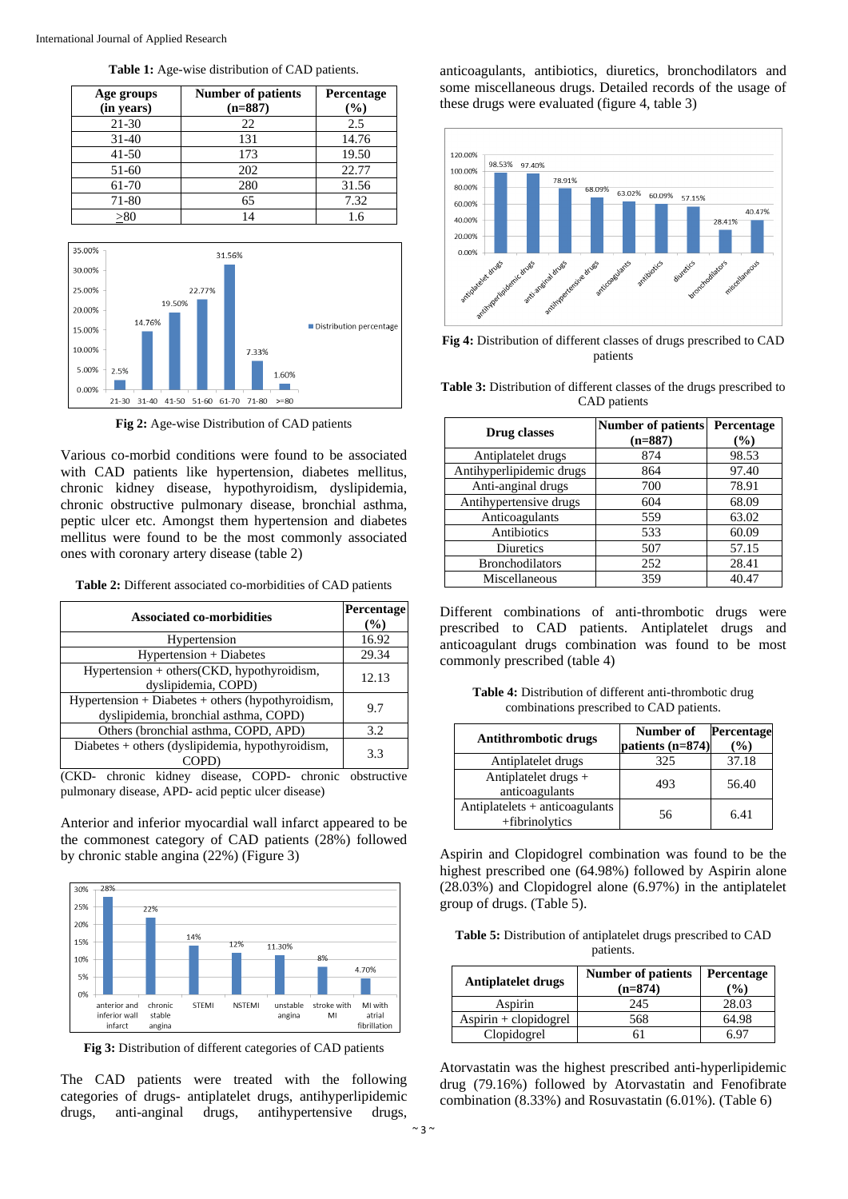**Table 1:** Age-wise distribution of CAD patients.

| Age groups (in years) | Number of patients (n=887) | Percentage (%) |
|---|---|---|
| 21-30 | 22 | 2.5 |
| 31-40 | 131 | 14.76 |
| 41-50 | 173 | 19.50 |
| 51-60 | 202 | 22.77 |
| 61-70 | 280 | 31.56 |
| 71-80 | 65 | 7.32 |
| >80 | 14 | 1.6 |

**Fig 2:** Age-wise Distribution of CAD patients

Various co-morbid conditions were found to be associated with CAD patients like hypertension, diabetes mellitus, chronic kidney disease, hypothyroidism, dyslipidemia, chronic obstructive pulmonary disease, bronchial asthma, peptic ulcer etc. Amongst them hypertension and diabetes mellitus were found to be the most commonly associated ones with coronary artery disease (table 2)

**Table 2:** Different associated co-morbidities of CAD patients

| Associated co-morbidities | Percentage (%) |
|---|---|
| Hypertension | 16.92 |
| Hypertension + Diabetes | 29.34 |
| Hypertension + others(CKD, hypothyroidism, dyslipidemia, COPD) | 12.13 |
| Hypertension + Diabetes + others (hypothyroidism, dyslipidemia, bronchial asthma, COPD) | 9.7 |
| Others (bronchial asthma, COPD, APD) | 3.2 |
| Diabetes + others (dyslipidemia, hypothyroidism, COPD) | 3.3 |

(CKD- chronic kidney disease, COPD- chronic obstructive pulmonary disease, APD- acid peptic ulcer disease)

Anterior and inferior myocardial wall infarct appeared to be the commonest category of CAD patients (28%) followed by chronic stable angina (22%) (Figure 3)

**Fig 3:** Distribution of different categories of CAD patients

The CAD patients were treated with the following categories of drugs- antiplatelet drugs, antihyperlipidemic drugs, anti-anginal drugs, antihypertensive drugs, anticoagulants, antibiotics, diuretics, bronchodilators and some miscellaneous drugs. Detailed records of the usage of these drugs were evaluated (figure 4, table 3)

**Fig 4:** Distribution of different classes of drugs prescribed to CAD patients

**Table 3:** Distribution of different classes of the drugs prescribed to CAD patients

| Drug classes | Number of patients (n=887) | Percentage (%) |
|---|---|---|
| Antiplatelet drugs | 874 | 98.53 |
| Antihyperlipidemic drugs | 864 | 97.40 |
| Anti-anginal drugs | 700 | 78.91 |
| Antihypertensive drugs | 604 | 68.09 |
| Anticoagulants | 559 | 63.02 |
| Antibiotics | 533 | 60.09 |
| Diuretics | 507 | 57.15 |
| Bronchodilators | 252 | 28.41 |
| Miscellaneous | 359 | 40.47 |

Different combinations of anti-thrombotic drugs were prescribed to CAD patients. Antiplatelet drugs and anticoagulant drugs combination was found to be most commonly prescribed (table 4)

**Table 4:** Distribution of different anti-thrombotic drug combinations prescribed to CAD patients.

| Antithrombotic drugs | Number of patients (n=874) | Percentage (%) |
|---|---|---|
| Antiplatelet drugs | 325 | 37.18 |
| Antiplatelet drugs + anticoagulants | 493 | 56.40 |
| Antiplatelets + anticoagulants +fibrinolytics | 56 | 6.41 |

Aspirin and Clopidogrel combination was found to be the highest prescribed one (64.98%) followed by Aspirin alone (28.03%) and Clopidogrel alone (6.97%) in the antiplatelet group of drugs. (Table 5).

**Table 5:** Distribution of antiplatelet drugs prescribed to CAD patients.

| Antiplatelet drugs | Number of patients (n=874) | Percentage (%) |
|---|---|---|
| Aspirin | 245 | 28.03 |
| Aspirin + clopidogrel | 568 | 64.98 |
| Clopidogrel | 61 | 6.97 |

Atorvastatin was the highest prescribed anti-hyperlipidemic drug (79.16%) followed by Atorvastatin and Fenofibrate combination (8.33%) and Rosuvastatin (6.01%). (Table 6)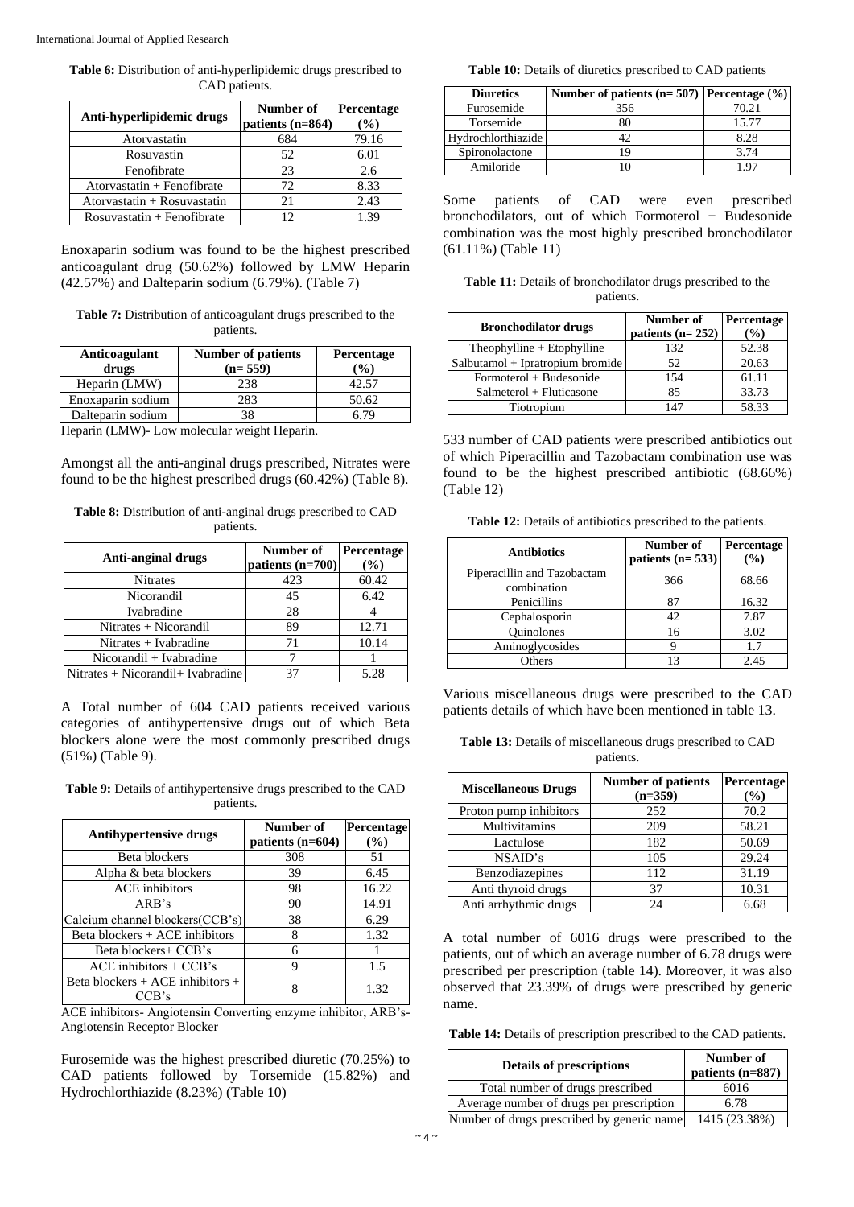**Table 6:** Distribution of anti-hyperlipidemic drugs prescribed to CAD patients.

| Anti-hyperlipidemic drugs | Number of patients (n=864) | Percentage (%) |
|---|---|---|
| Atorvastatin | 684 | 79.16 |
| Rosuvastin | 52 | 6.01 |
| Fenofibrate | 23 | 2.6 |
| Atorvastatin + Fenofibrate | 72 | 8.33 |
| Atorvastatin + Rosuvastatin | 21 | 2.43 |
| Rosuvastatin + Fenofibrate | 12 | 1.39 |

Enoxaparin sodium was found to be the highest prescribed anticoagulant drug (50.62%) followed by LMW Heparin (42.57%) and Dalteparin sodium (6.79%). (Table 7)

**Table 7:** Distribution of anticoagulant drugs prescribed to the patients.

| Anticoagulant drugs | Number of patients (n= 559) | Percentage (%) |
|---|---|---|
| Heparin (LMW) | 238 | 42.57 |
| Enoxaparin sodium | 283 | 50.62 |
| Dalteparin sodium | 38 | 6.79 |

Heparin (LMW)- Low molecular weight Heparin.

Amongst all the anti-anginal drugs prescribed, Nitrates were found to be the highest prescribed drugs (60.42%) (Table 8).

**Table 8:** Distribution of anti-anginal drugs prescribed to CAD patients.

| Anti-anginal drugs | Number of patients (n=700) | Percentage (%) |
|---|---|---|
| Nitrates | 423 | 60.42 |
| Nicorandil | 45 | 6.42 |
| Ivabradine | 28 | 4 |
| Nitrates + Nicorandil | 89 | 12.71 |
| Nitrates + Ivabradine | 71 | 10.14 |
| Nicorandil + Ivabradine | 7 | 1 |
| Nitrates + Nicorandil+ Ivabradine | 37 | 5.28 |

A Total number of 604 CAD patients received various categories of antihypertensive drugs out of which Beta blockers alone were the most commonly prescribed drugs (51%) (Table 9).

**Table 9:** Details of antihypertensive drugs prescribed to the CAD patients.

| Antihypertensive drugs | Number of patients (n=604) | Percentage (%) |
|---|---|---|
| Beta blockers | 308 | 51 |
| Alpha & beta blockers | 39 | 6.45 |
| ACE inhibitors | 98 | 16.22 |
| ARB's | 90 | 14.91 |
| Calcium channel blockers(CCB's) | 38 | 6.29 |
| Beta blockers + ACE inhibitors | 8 | 1.32 |
| Beta blockers+ CCB's | 6 | 1 |
| ACE inhibitors + CCB's | 9 | 1.5 |
| Beta blockers + ACE inhibitors + CCB's | 8 | 1.32 |

ACE inhibitors- Angiotensin Converting enzyme inhibitor, ARB's- Angiotensin Receptor Blocker

Furosemide was the highest prescribed diuretic (70.25%) to CAD patients followed by Torsemide (15.82%) and Hydrochlorthiazide (8.23%) (Table 10)

**Table 10:** Details of diuretics prescribed to CAD patients

| Diuretics | Number of patients (n= 507) | Percentage (%) |
|---|---|---|
| Furosemide | 356 | 70.21 |
| Torsemide | 80 | 15.77 |
| Hydrochlorthiazide | 42 | 8.28 |
| Spironolactone | 19 | 3.74 |
| Amiloride | 10 | 1.97 |

Some patients of CAD were even prescribed bronchodilators, out of which Formoterol + Budesonide combination was the most highly prescribed bronchodilator (61.11%) (Table 11)

**Table 11:** Details of bronchodilator drugs prescribed to the patients.

| Bronchodilator drugs | Number of patients (n= 252) | Percentage (%) |
|---|---|---|
| Theophylline + Etophylline | 132 | 52.38 |
| Salbutamol + Ipratropium bromide | 52 | 20.63 |
| Formoterol + Budesonide | 154 | 61.11 |
| Salmeterol + Fluticasone | 85 | 33.73 |
| Tiotropium | 147 | 58.33 |

533 number of CAD patients were prescribed antibiotics out of which Piperacillin and Tazobactam combination use was found to be the highest prescribed antibiotic (68.66%) (Table 12)

**Table 12:** Details of antibiotics prescribed to the patients.

| Antibiotics | Number of patients (n= 533) | Percentage (%) |
|---|---|---|
| Piperacillin and Tazobactam combination | 366 | 68.66 |
| Penicillins | 87 | 16.32 |
| Cephalosporin | 42 | 7.87 |
| Quinolones | 16 | 3.02 |
| Aminoglycosides | 9 | 1.7 |
| Others | 13 | 2.45 |

Various miscellaneous drugs were prescribed to the CAD patients details of which have been mentioned in table 13.

**Table 13:** Details of miscellaneous drugs prescribed to CAD patients.

| Miscellaneous Drugs | Number of patients (n=359) | Percentage (%) |
|---|---|---|
| Proton pump inhibitors | 252 | 70.2 |
| Multivitamins | 209 | 58.21 |
| Lactulose | 182 | 50.69 |
| NSAID's | 105 | 29.24 |
| Benzodiazepines | 112 | 31.19 |
| Anti thyroid drugs | 37 | 10.31 |
| Anti arrhythmic drugs | 24 | 6.68 |

A total number of 6016 drugs were prescribed to the patients, out of which an average number of 6.78 drugs were prescribed per prescription (table 14). Moreover, it was also observed that 23.39% of drugs were prescribed by generic name.

**Table 14:** Details of prescription prescribed to the CAD patients.

| Details of prescriptions | Number of patients (n=887) |
|---|---|
| Total number of drugs prescribed | 6016 |
| Average number of drugs per prescription | 6.78 |
| Number of drugs prescribed by generic name | 1415 (23.38%) |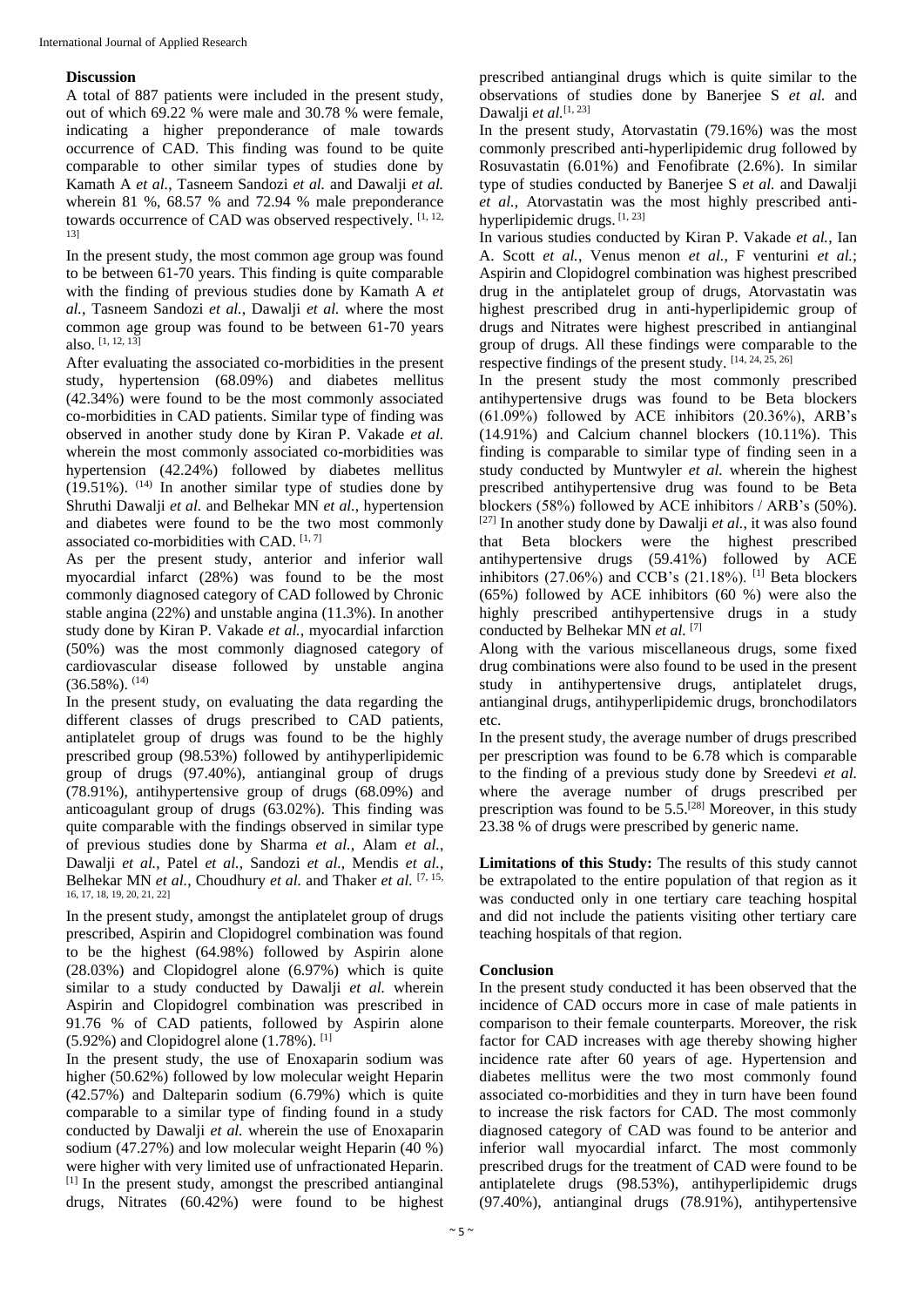## Discussion

A total of 887 patients were included in the present study, out of which 69.22 % were male and 30.78 % were female, indicating a higher preponderance of male towards occurrence of CAD. This finding was found to be quite comparable to other similar types of studies done by Kamath A *et al.*, Tasneem Sandozi *et al.* and Dawalji *et al.* wherein 81 %, 68.57 % and 72.94 % male preponderance towards occurrence of CAD was observed respectively. [1, 12, 13]

In the present study, the most common age group was found to be between 61-70 years. This finding is quite comparable with the finding of previous studies done by Kamath A *et al.*, Tasneem Sandozi *et al.*, Dawalji *et al.* where the most common age group was found to be between 61-70 years also. [1, 12, 13]

After evaluating the associated co-morbidities in the present study, hypertension (68.09%) and diabetes mellitus (42.34%) were found to be the most commonly associated co-morbidities in CAD patients. Similar type of finding was observed in another study done by Kiran P. Vakade *et al.* wherein the most commonly associated co-morbidities was hypertension (42.24%) followed by diabetes mellitus (19.51%). (14) In another similar type of studies done by Shruthi Dawalji *et al.* and Belhekar MN *et al.*, hypertension and diabetes were found to be the two most commonly associated co-morbidities with CAD. [1, 7]

As per the present study, anterior and inferior wall myocardial infarct (28%) was found to be the most commonly diagnosed category of CAD followed by Chronic stable angina (22%) and unstable angina (11.3%). In another study done by Kiran P. Vakade *et al.*, myocardial infarction (50%) was the most commonly diagnosed category of cardiovascular disease followed by unstable angina (36.58%). (14)

In the present study, on evaluating the data regarding the different classes of drugs prescribed to CAD patients, antiplatelet group of drugs was found to be the highly prescribed group (98.53%) followed by antihyperlipidemic group of drugs (97.40%), antianginal group of drugs (78.91%), antihypertensive group of drugs (68.09%) and anticoagulant group of drugs (63.02%). This finding was quite comparable with the findings observed in similar type of previous studies done by Sharma *et al.*, Alam *et al.*, Dawalji *et al.*, Patel *et al.*, Sandozi *et al.*, Mendis *et al.*, Belhekar MN *et al.*, Choudhury *et al.* and Thaker *et al.* [7, 15, 16, 17, 18, 19, 20, 21, 22]

In the present study, amongst the antiplatelet group of drugs prescribed, Aspirin and Clopidogrel combination was found to be the highest (64.98%) followed by Aspirin alone (28.03%) and Clopidogrel alone (6.97%) which is quite similar to a study conducted by Dawalji *et al.* wherein Aspirin and Clopidogrel combination was prescribed in 91.76 % of CAD patients, followed by Aspirin alone (5.92%) and Clopidogrel alone (1.78%). [1]

In the present study, the use of Enoxaparin sodium was higher (50.62%) followed by low molecular weight Heparin (42.57%) and Dalteparin sodium (6.79%) which is quite comparable to a similar type of finding found in a study conducted by Dawalji *et al.* wherein the use of Enoxaparin sodium (47.27%) and low molecular weight Heparin (40 %) were higher with very limited use of unfractionated Heparin. [1] In the present study, amongst the prescribed antianginal drugs, Nitrates (60.42%) were found to be highest prescribed antianginal drugs which is quite similar to the observations of studies done by Banerjee S *et al.* and Dawalji *et al.*[1, 23]

In the present study, Atorvastatin (79.16%) was the most commonly prescribed anti-hyperlipidemic drug followed by Rosuvastatin (6.01%) and Fenofibrate (2.6%). In similar type of studies conducted by Banerjee S *et al.* and Dawalji *et al.*, Atorvastatin was the most highly prescribed anti-hyperlipidemic drugs. [1, 23]

In various studies conducted by Kiran P. Vakade *et al.*, Ian A. Scott *et al.*, Venus menon *et al.*, F venturini *et al.*; Aspirin and Clopidogrel combination was highest prescribed drug in the antiplatelet group of drugs, Atorvastatin was highest prescribed drug in anti-hyperlipidemic group of drugs and Nitrates were highest prescribed in antianginal group of drugs. All these findings were comparable to the respective findings of the present study. [14, 24, 25, 26]

In the present study the most commonly prescribed antihypertensive drugs was found to be Beta blockers (61.09%) followed by ACE inhibitors (20.36%), ARB's (14.91%) and Calcium channel blockers (10.11%). This finding is comparable to similar type of finding seen in a study conducted by Muntwyler *et al.* wherein the highest prescribed antihypertensive drug was found to be Beta blockers (58%) followed by ACE inhibitors / ARB's (50%). [27] In another study done by Dawalji *et al.*, it was also found that Beta blockers were the highest prescribed antihypertensive drugs (59.41%) followed by ACE inhibitors (27.06%) and CCB's (21.18%). [1] Beta blockers (65%) followed by ACE inhibitors (60 %) were also the highly prescribed antihypertensive drugs in a study conducted by Belhekar MN *et al.* [7]

Along with the various miscellaneous drugs, some fixed drug combinations were also found to be used in the present study in antihypertensive drugs, antiplatelet drugs, antianginal drugs, antihyperlipidemic drugs, bronchodilators etc.

In the present study, the average number of drugs prescribed per prescription was found to be 6.78 which is comparable to the finding of a previous study done by Sreedevi *et al.* where the average number of drugs prescribed per prescription was found to be 5.5.[28] Moreover, in this study 23.38 % of drugs were prescribed by generic name.

**Limitations of this Study:** The results of this study cannot be extrapolated to the entire population of that region as it was conducted only in one tertiary care teaching hospital and did not include the patients visiting other tertiary care teaching hospitals of that region.

## Conclusion

In the present study conducted it has been observed that the incidence of CAD occurs more in case of male patients in comparison to their female counterparts. Moreover, the risk factor for CAD increases with age thereby showing higher incidence rate after 60 years of age. Hypertension and diabetes mellitus were the two most commonly found associated co-morbidities and they in turn have been found to increase the risk factors for CAD. The most commonly diagnosed category of CAD was found to be anterior and inferior wall myocardial infarct. The most commonly prescribed drugs for the treatment of CAD were found to be antiplatelete drugs (98.53%), antihyperlipidemic drugs (97.40%), antianginal drugs (78.91%), antihypertensive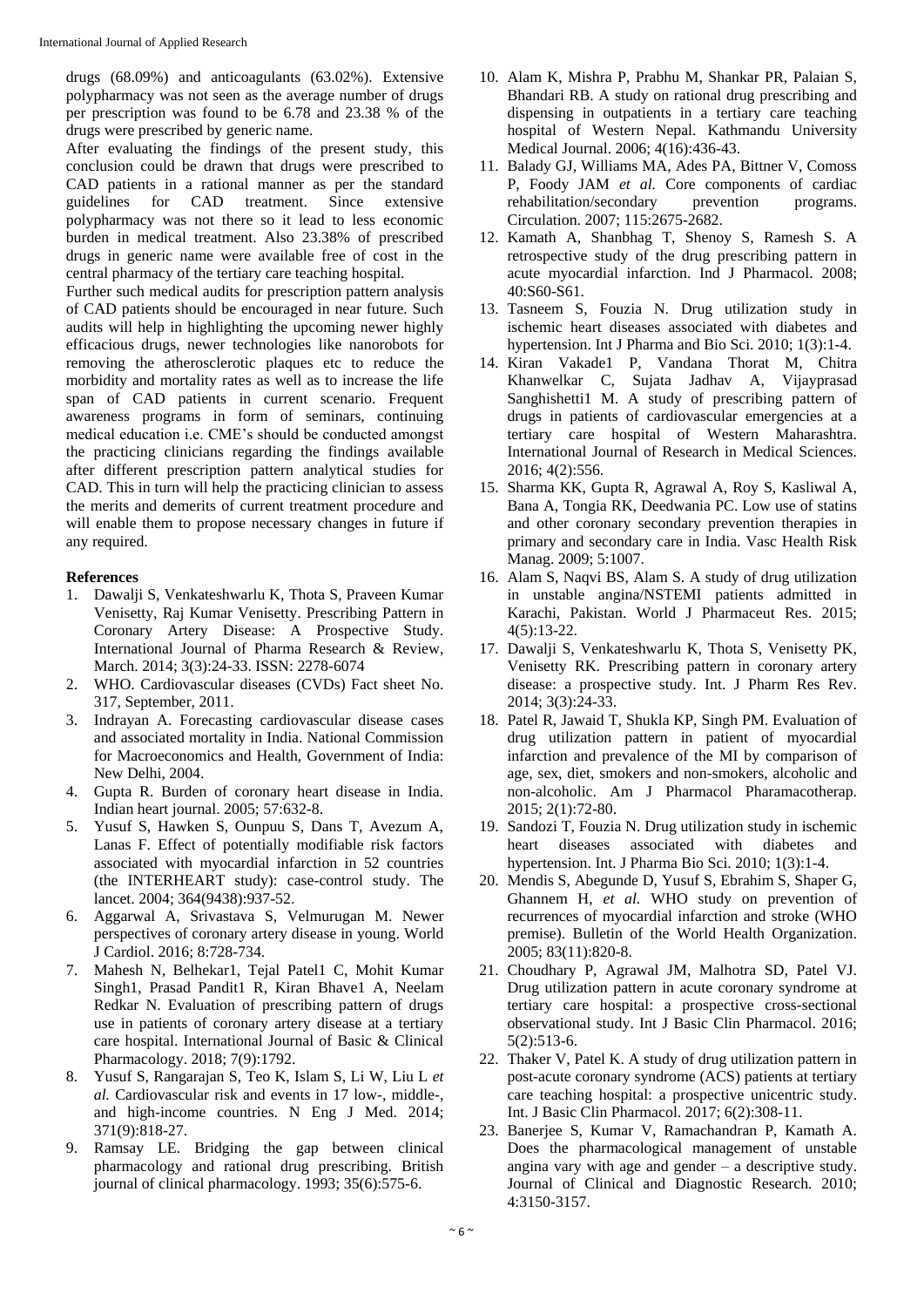drugs (68.09%) and anticoagulants (63.02%). Extensive polypharmacy was not seen as the average number of drugs per prescription was found to be 6.78 and 23.38 % of the drugs were prescribed by generic name.

After evaluating the findings of the present study, this conclusion could be drawn that drugs were prescribed to CAD patients in a rational manner as per the standard guidelines for CAD treatment. Since extensive polypharmacy was not there so it lead to less economic burden in medical treatment. Also 23.38% of prescribed drugs in generic name were available free of cost in the central pharmacy of the tertiary care teaching hospital.

Further such medical audits for prescription pattern analysis of CAD patients should be encouraged in near future. Such audits will help in highlighting the upcoming newer highly efficacious drugs, newer technologies like nanorobots for removing the atherosclerotic plaques etc to reduce the morbidity and mortality rates as well as to increase the life span of CAD patients in current scenario. Frequent awareness programs in form of seminars, continuing medical education i.e. CME's should be conducted amongst the practicing clinicians regarding the findings available after different prescription pattern analytical studies for CAD. This in turn will help the practicing clinician to assess the merits and demerits of current treatment procedure and will enable them to propose necessary changes in future if any required.

## References

1. Dawalji S, Venkateshwarlu K, Thota S, Praveen Kumar Venisetty, Raj Kumar Venisetty. Prescribing Pattern in Coronary Artery Disease: A Prospective Study. International Journal of Pharma Research & Review, March. 2014; 3(3):24-33. ISSN: 2278-6074
2. WHO. Cardiovascular diseases (CVDs) Fact sheet No. 317, September, 2011.
3. Indrayan A. Forecasting cardiovascular disease cases and associated mortality in India. National Commission for Macroeconomics and Health, Government of India: New Delhi, 2004.
4. Gupta R. Burden of coronary heart disease in India. Indian heart journal. 2005; 57:632-8.
5. Yusuf S, Hawken S, Ounpuu S, Dans T, Avezum A, Lanas F. Effect of potentially modifiable risk factors associated with myocardial infarction in 52 countries (the INTERHEART study): case-control study. The lancet. 2004; 364(9438):937-52.
6. Aggarwal A, Srivastava S, Velmurugan M. Newer perspectives of coronary artery disease in young. World J Cardiol. 2016; 8:728-734.
7. Mahesh N, Belhekar1, Tejal Patel1 C, Mohit Kumar Singh1, Prasad Pandit1 R, Kiran Bhave1 A, Neelam Redkar N. Evaluation of prescribing pattern of drugs use in patients of coronary artery disease at a tertiary care hospital. International Journal of Basic & Clinical Pharmacology. 2018; 7(9):1792.
8. Yusuf S, Rangarajan S, Teo K, Islam S, Li W, Liu L *et al.* Cardiovascular risk and events in 17 low-, middle-, and high-income countries. N Eng J Med. 2014; 371(9):818-27.
9. Ramsay LE. Bridging the gap between clinical pharmacology and rational drug prescribing. British journal of clinical pharmacology. 1993; 35(6):575-6.
10. Alam K, Mishra P, Prabhu M, Shankar PR, Palaian S, Bhandari RB. A study on rational drug prescribing and dispensing in outpatients in a tertiary care teaching hospital of Western Nepal. Kathmandu University Medical Journal. 2006; 4(16):436-43.
11. Balady GJ, Williams MA, Ades PA, Bittner V, Comoss P, Foody JAM *et al.* Core components of cardiac rehabilitation/secondary prevention programs. Circulation. 2007; 115:2675-2682.
12. Kamath A, Shanbhag T, Shenoy S, Ramesh S. A retrospective study of the drug prescribing pattern in acute myocardial infarction. Ind J Pharmacol. 2008; 40:S60-S61.
13. Tasneem S, Fouzia N. Drug utilization study in ischemic heart diseases associated with diabetes and hypertension. Int J Pharma and Bio Sci. 2010; 1(3):1-4.
14. Kiran Vakade1 P, Vandana Thorat M, Chitra Khanwelkar C, Sujata Jadhav A, Vijayprasad Sanghishetti1 M. A study of prescribing pattern of drugs in patients of cardiovascular emergencies at a tertiary care hospital of Western Maharashtra. International Journal of Research in Medical Sciences. 2016; 4(2):556.
15. Sharma KK, Gupta R, Agrawal A, Roy S, Kasliwal A, Bana A, Tongia RK, Deedwania PC. Low use of statins and other coronary secondary prevention therapies in primary and secondary care in India. Vasc Health Risk Manag. 2009; 5:1007.
16. Alam S, Naqvi BS, Alam S. A study of drug utilization in unstable angina/NSTEMI patients admitted in Karachi, Pakistan. World J Pharmaceut Res. 2015; 4(5):13-22.
17. Dawalji S, Venkateshwarlu K, Thota S, Venisetty PK, Venisetty RK. Prescribing pattern in coronary artery disease: a prospective study. Int. J Pharm Res Rev. 2014; 3(3):24-33.
18. Patel R, Jawaid T, Shukla KP, Singh PM. Evaluation of drug utilization pattern in patient of myocardial infarction and prevalence of the MI by comparison of age, sex, diet, smokers and non-smokers, alcoholic and non-alcoholic. Am J Pharmacol Pharamacotherap. 2015; 2(1):72-80.
19. Sandozi T, Fouzia N. Drug utilization study in ischemic heart diseases associated with diabetes and hypertension. Int. J Pharma Bio Sci. 2010; 1(3):1-4.
20. Mendis S, Abegunde D, Yusuf S, Ebrahim S, Shaper G, Ghannem H, *et al.* WHO study on prevention of recurrences of myocardial infarction and stroke (WHO premise). Bulletin of the World Health Organization. 2005; 83(11):820-8.
21. Choudhary P, Agrawal JM, Malhotra SD, Patel VJ. Drug utilization pattern in acute coronary syndrome at tertiary care hospital: a prospective cross-sectional observational study. Int J Basic Clin Pharmacol. 2016; 5(2):513-6.
22. Thaker V, Patel K. A study of drug utilization pattern in post-acute coronary syndrome (ACS) patients at tertiary care teaching hospital: a prospective unicentric study. Int. J Basic Clin Pharmacol. 2017; 6(2):308-11.
23. Banerjee S, Kumar V, Ramachandran P, Kamath A. Does the pharmacological management of unstable angina vary with age and gender – a descriptive study. Journal of Clinical and Diagnostic Research. 2010; 4:3150-3157.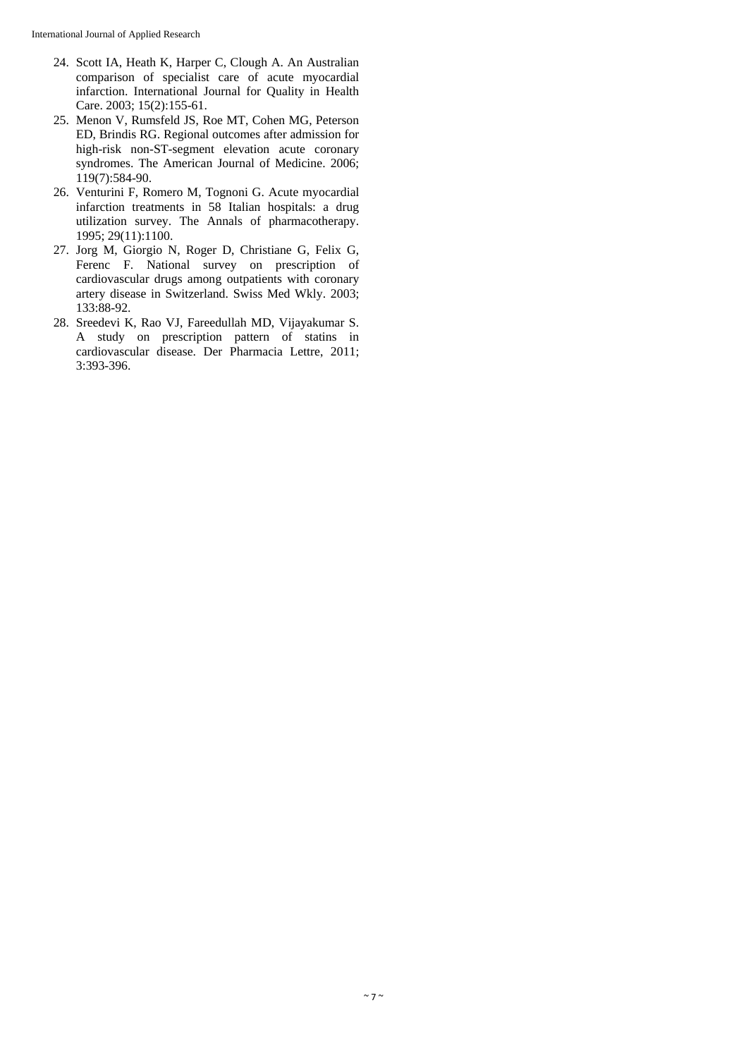24. Scott IA, Heath K, Harper C, Clough A. An Australian comparison of specialist care of acute myocardial infarction. International Journal for Quality in Health Care. 2003; 15(2):155-61.
25. Menon V, Rumsfeld JS, Roe MT, Cohen MG, Peterson ED, Brindis RG. Regional outcomes after admission for high-risk non-ST-segment elevation acute coronary syndromes. The American Journal of Medicine. 2006; 119(7):584-90.
26. Venturini F, Romero M, Tognoni G. Acute myocardial infarction treatments in 58 Italian hospitals: a drug utilization survey. The Annals of pharmacotherapy. 1995; 29(11):1100.
27. Jorg M, Giorgio N, Roger D, Christiane G, Felix G, Ferenc F. National survey on prescription of cardiovascular drugs among outpatients with coronary artery disease in Switzerland. Swiss Med Wkly. 2003; 133:88-92.
28. Sreedevi K, Rao VJ, Fareedullah MD, Vijayakumar S. A study on prescription pattern of statins in cardiovascular disease. Der Pharmacia Lettre, 2011; 3:393-396.